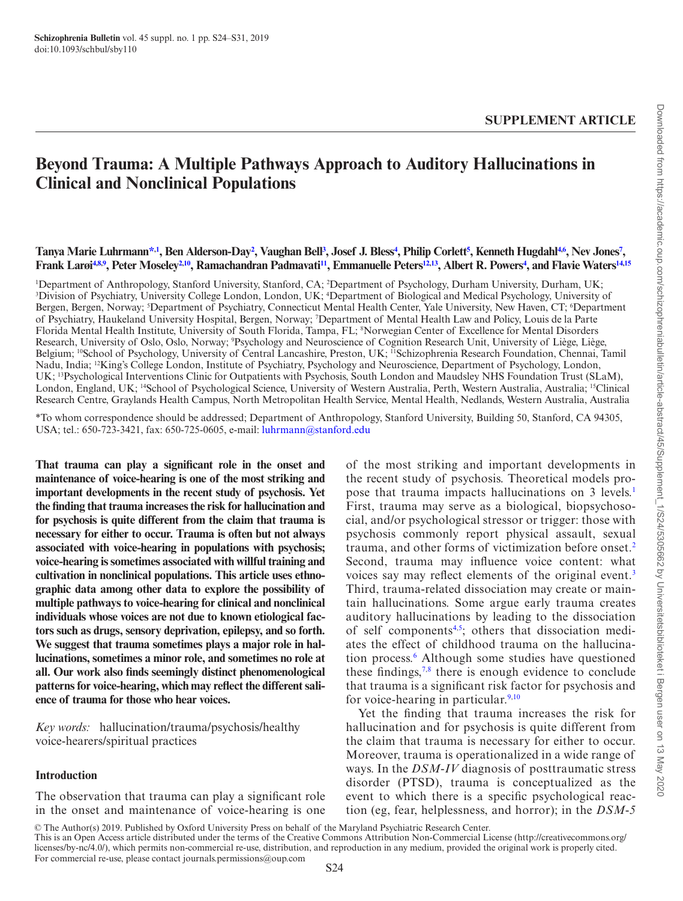SUPPLEMENT ARTICLE

# Beyond Trauma: A Multiple Pathways Approach to Auditory Hallucinations in Clinical and Nonclinical Populations

**Tanya Marie Luhrmann*[,1], Ben Alderson-Day[2], Vaughan Bell[3], Josef J. Bless[4], Philip Corlett[5], Kenneth Hugdahl[4,6], Nev Jones[7], Frank Larøi[4,8,9], Peter Moseley[2,10], Ramachandran Padmavati[11], Emmanuelle Peters[12,13], Albert R. Powers[4], and Flavie Waters[14,15]**

[1]Department of Anthropology, Stanford University, Stanford, CA; [2]Department of Psychology, Durham University, Durham, UK; [3]Division of Psychiatry, University College London, London, UK; [4]Department of Biological and Medical Psychology, University of Bergen, Bergen, Norway; [5]Department of Psychiatry, Connecticut Mental Health Center, Yale University, New Haven, CT; [6]Department of Psychiatry, Haukeland University Hospital, Bergen, Norway; [7]Department of Mental Health Law and Policy, Louis de la Parte Florida Mental Health Institute, University of South Florida, Tampa, FL; [8]Norwegian Center of Excellence for Mental Disorders Research, University of Oslo, Oslo, Norway; [9]Psychology and Neuroscience of Cognition Research Unit, University of Liège, Liège, Belgium; [10]School of Psychology, University of Central Lancashire, Preston, UK; [11]Schizophrenia Research Foundation, Chennai, Tamil Nadu, India; [12]King's College London, Institute of Psychiatry, Psychology and Neuroscience, Department of Psychology, London, UK; [13]Psychological Interventions Clinic for Outpatients with Psychosis, South London and Maudsley NHS Foundation Trust (SLaM), London, England, UK; [14]School of Psychological Science, University of Western Australia, Perth, Western Australia, Australia; [15]Clinical Research Centre, Graylands Health Campus, North Metropolitan Health Service, Mental Health, Nedlands, Western Australia, Australia

*To whom correspondence should be addressed; Department of Anthropology, Stanford University, Building 50, Stanford, CA 94305, USA; tel.: 650-723-3421, fax: 650-725-0605, e-mail: luhrmann@stanford.edu

**That trauma can play a significant role in the onset and maintenance of voice-hearing is one of the most striking and important developments in the recent study of psychosis. Yet the finding that trauma increases the risk for hallucination and for psychosis is quite different from the claim that trauma is necessary for either to occur. Trauma is often but not always associated with voice-hearing in populations with psychosis; voice-hearing is sometimes associated with willful training and cultivation in nonclinical populations. This article uses ethnographic data among other data to explore the possibility of multiple pathways to voice-hearing for clinical and nonclinical individuals whose voices are not due to known etiological factors such as drugs, sensory deprivation, epilepsy, and so forth. We suggest that trauma sometimes plays a major role in hallucinations, sometimes a minor role, and sometimes no role at all. Our work also finds seemingly distinct phenomenological patterns for voice-hearing, which may reflect the different salience of trauma for those who hear voices.**

*Key words:* hallucination/trauma/psychosis/healthy voice-hearers/spiritual practices

## Introduction

The observation that trauma can play a significant role in the onset and maintenance of voice-hearing is one of the most striking and important developments in the recent study of psychosis. Theoretical models propose that trauma impacts hallucinations on 3 levels.[1] First, trauma may serve as a biological, biopsychosocial, and/or psychological stressor or trigger: those with psychosis commonly report physical assault, sexual trauma, and other forms of victimization before onset.[2] Second, trauma may influence voice content: what voices say may reflect elements of the original event.[3] Third, trauma-related dissociation may create or maintain hallucinations. Some argue early trauma creates auditory hallucinations by leading to the dissociation of self components[4,5]; others that dissociation mediates the effect of childhood trauma on the hallucination process.[6] Although some studies have questioned these findings,[7,8] there is enough evidence to conclude that trauma is a significant risk factor for psychosis and for voice-hearing in particular.[9,10]

Yet the finding that trauma increases the risk for hallucination and for psychosis is quite different from the claim that trauma is necessary for either to occur. Moreover, trauma is operationalized in a wide range of ways. In the *DSM-IV* diagnosis of posttraumatic stress disorder (PTSD), trauma is conceptualized as the event to which there is a specific psychological reaction (eg, fear, helplessness, and horror); in the *DSM-5*

© The Author(s) 2019. Published by Oxford University Press on behalf of the Maryland Psychiatric Research Center.
This is an Open Access article distributed under the terms of the Creative Commons Attribution Non-Commercial License (http://creativecommons.org/licenses/by-nc/4.0/), which permits non-commercial re-use, distribution, and reproduction in any medium, provided the original work is properly cited. For commercial re-use, please contact journals.permissions@oup.com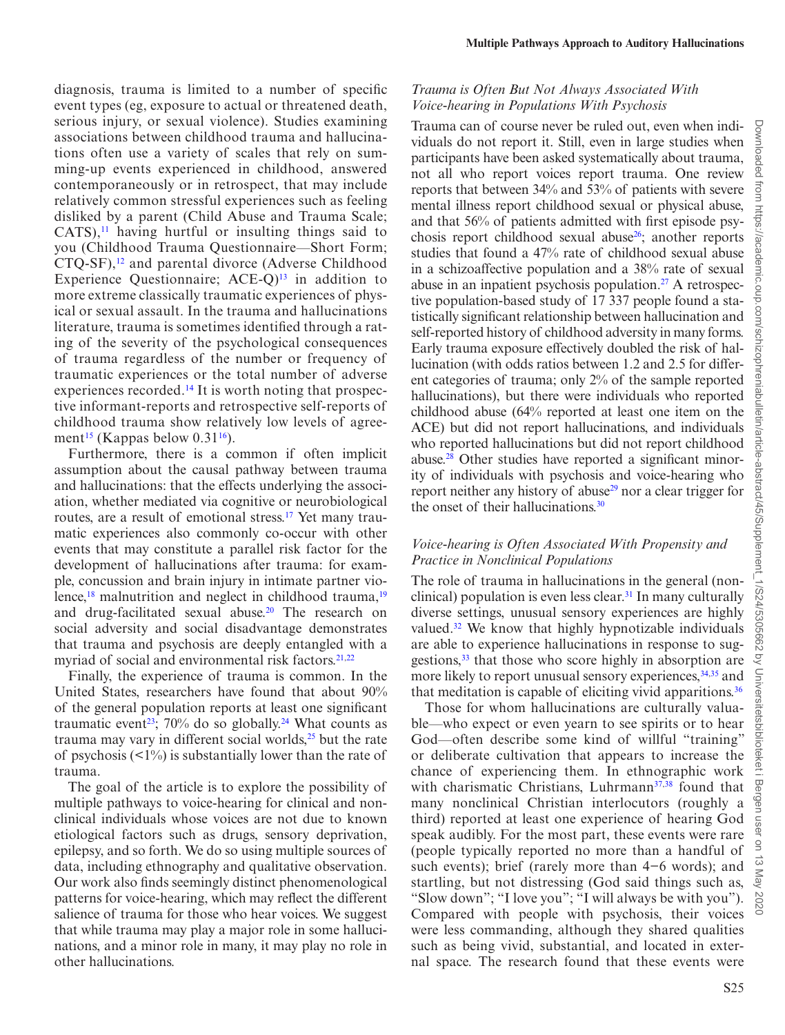diagnosis, trauma is limited to a number of specific event types (eg, exposure to actual or threatened death, serious injury, or sexual violence). Studies examining associations between childhood trauma and hallucinations often use a variety of scales that rely on summing-up events experienced in childhood, answered contemporaneously or in retrospect, that may include relatively common stressful experiences such as feeling disliked by a parent (Child Abuse and Trauma Scale; CATS),[11] having hurtful or insulting things said to you (Childhood Trauma Questionnaire—Short Form; CTQ-SF),[12] and parental divorce (Adverse Childhood Experience Questionnaire; ACE-Q)[13] in addition to more extreme classically traumatic experiences of physical or sexual assault. In the trauma and hallucinations literature, trauma is sometimes identified through a rating of the severity of the psychological consequences of trauma regardless of the number or frequency of traumatic experiences or the total number of adverse experiences recorded.[14] It is worth noting that prospective informant-reports and retrospective self-reports of childhood trauma show relatively low levels of agreement[15] (Kappas below 0.31[16]).

Furthermore, there is a common if often implicit assumption about the causal pathway between trauma and hallucinations: that the effects underlying the association, whether mediated via cognitive or neurobiological routes, are a result of emotional stress.[17] Yet many traumatic experiences also commonly co-occur with other events that may constitute a parallel risk factor for the development of hallucinations after trauma: for example, concussion and brain injury in intimate partner violence,[18] malnutrition and neglect in childhood trauma,[19] and drug-facilitated sexual abuse.[20] The research on social adversity and social disadvantage demonstrates that trauma and psychosis are deeply entangled with a myriad of social and environmental risk factors.[21,22]

Finally, the experience of trauma is common. In the United States, researchers have found that about 90% of the general population reports at least one significant traumatic event[23]; 70% do so globally.[24] What counts as trauma may vary in different social worlds,[25] but the rate of psychosis (<1%) is substantially lower than the rate of trauma.

The goal of the article is to explore the possibility of multiple pathways to voice-hearing for clinical and nonclinical individuals whose voices are not due to known etiological factors such as drugs, sensory deprivation, epilepsy, and so forth. We do so using multiple sources of data, including ethnography and qualitative observation. Our work also finds seemingly distinct phenomenological patterns for voice-hearing, which may reflect the different salience of trauma for those who hear voices. We suggest that while trauma may play a major role in some hallucinations, and a minor role in many, it may play no role in other hallucinations.

### *Trauma is Often But Not Always Associated With Voice-hearing in Populations With Psychosis*

Trauma can of course never be ruled out, even when individuals do not report it. Still, even in large studies when participants have been asked systematically about trauma, not all who report voices report trauma. One review reports that between 34% and 53% of patients with severe mental illness report childhood sexual or physical abuse, and that 56% of patients admitted with first episode psychosis report childhood sexual abuse[26]; another reports studies that found a 47% rate of childhood sexual abuse in a schizoaffective population and a 38% rate of sexual abuse in an inpatient psychosis population.[27] A retrospective population-based study of 17 337 people found a statistically significant relationship between hallucination and self-reported history of childhood adversity in many forms. Early trauma exposure effectively doubled the risk of hallucination (with odds ratios between 1.2 and 2.5 for different categories of trauma; only 2% of the sample reported hallucinations), but there were individuals who reported childhood abuse (64% reported at least one item on the ACE) but did not report hallucinations, and individuals who reported hallucinations but did not report childhood abuse.[28] Other studies have reported a significant minority of individuals with psychosis and voice-hearing who report neither any history of abuse[29] nor a clear trigger for the onset of their hallucinations.[30]

### *Voice-hearing is Often Associated With Propensity and Practice in Nonclinical Populations*

The role of trauma in hallucinations in the general (nonclinical) population is even less clear.[31] In many culturally diverse settings, unusual sensory experiences are highly valued.[32] We know that highly hypnotizable individuals are able to experience hallucinations in response to suggestions,[33] that those who score highly in absorption are more likely to report unusual sensory experiences,[34,35] and that meditation is capable of eliciting vivid apparitions.[36]

Those for whom hallucinations are culturally valuable—who expect or even yearn to see spirits or to hear God—often describe some kind of willful "training" or deliberate cultivation that appears to increase the chance of experiencing them. In ethnographic work with charismatic Christians, Luhrmann[37,38] found that many nonclinical Christian interlocutors (roughly a third) reported at least one experience of hearing God speak audibly. For the most part, these events were rare (people typically reported no more than a handful of such events); brief (rarely more than 4–6 words); and startling, but not distressing (God said things such as, "Slow down"; "I love you"; "I will always be with you"). Compared with people with psychosis, their voices were less commanding, although they shared qualities such as being vivid, substantial, and located in external space. The research found that these events were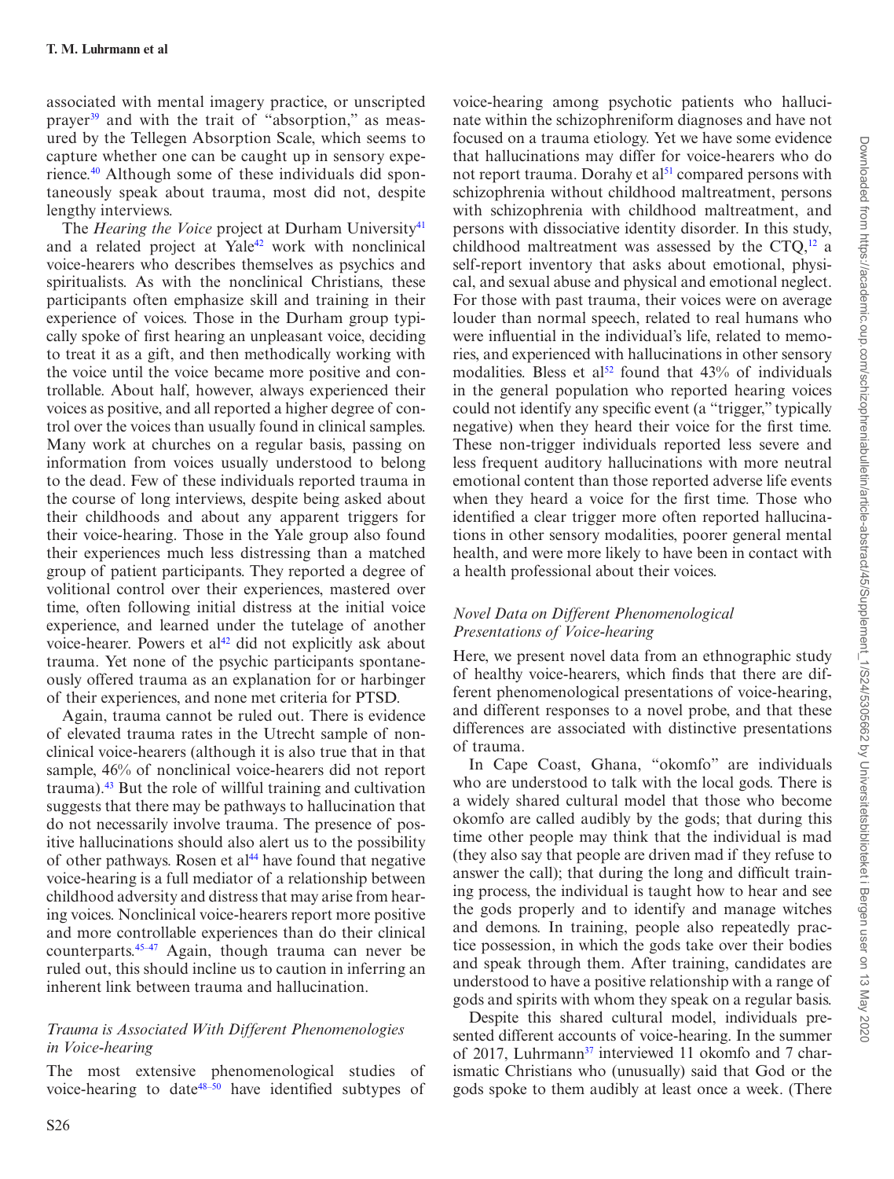associated with mental imagery practice, or unscripted prayer[39] and with the trait of "absorption," as measured by the Tellegen Absorption Scale, which seems to capture whether one can be caught up in sensory experience.[40] Although some of these individuals did spontaneously speak about trauma, most did not, despite lengthy interviews.

The *Hearing the Voice* project at Durham University[41] and a related project at Yale[42] work with nonclinical voice-hearers who describes themselves as psychics and spiritualists. As with the nonclinical Christians, these participants often emphasize skill and training in their experience of voices. Those in the Durham group typically spoke of first hearing an unpleasant voice, deciding to treat it as a gift, and then methodically working with the voice until the voice became more positive and controllable. About half, however, always experienced their voices as positive, and all reported a higher degree of control over the voices than usually found in clinical samples. Many work at churches on a regular basis, passing on information from voices usually understood to belong to the dead. Few of these individuals reported trauma in the course of long interviews, despite being asked about their childhoods and about any apparent triggers for their voice-hearing. Those in the Yale group also found their experiences much less distressing than a matched group of patient participants. They reported a degree of volitional control over their experiences, mastered over time, often following initial distress at the initial voice experience, and learned under the tutelage of another voice-hearer. Powers et al[42] did not explicitly ask about trauma. Yet none of the psychic participants spontaneously offered trauma as an explanation for or harbinger of their experiences, and none met criteria for PTSD.

Again, trauma cannot be ruled out. There is evidence of elevated trauma rates in the Utrecht sample of nonclinical voice-hearers (although it is also true that in that sample, 46% of nonclinical voice-hearers did not report trauma).[43] But the role of willful training and cultivation suggests that there may be pathways to hallucination that do not necessarily involve trauma. The presence of positive hallucinations should also alert us to the possibility of other pathways. Rosen et al[44] have found that negative voice-hearing is a full mediator of a relationship between childhood adversity and distress that may arise from hearing voices. Nonclinical voice-hearers report more positive and more controllable experiences than do their clinical counterparts.[45–47] Again, though trauma can never be ruled out, this should incline us to caution in inferring an inherent link between trauma and hallucination.

### *Trauma is Associated With Different Phenomenologies in Voice-hearing*

The most extensive phenomenological studies of voice-hearing to date[48–50] have identified subtypes of voice-hearing among psychotic patients who hallucinate within the schizophreniform diagnoses and have not focused on a trauma etiology. Yet we have some evidence that hallucinations may differ for voice-hearers who do not report trauma. Dorahy et al[51] compared persons with schizophrenia without childhood maltreatment, persons with schizophrenia with childhood maltreatment, and persons with dissociative identity disorder. In this study, childhood maltreatment was assessed by the CTQ,[12] a self-report inventory that asks about emotional, physical, and sexual abuse and physical and emotional neglect. For those with past trauma, their voices were on average louder than normal speech, related to real humans who were influential in the individual's life, related to memories, and experienced with hallucinations in other sensory modalities. Bless et al[52] found that 43% of individuals in the general population who reported hearing voices could not identify any specific event (a "trigger," typically negative) when they heard their voice for the first time. These non-trigger individuals reported less severe and less frequent auditory hallucinations with more neutral emotional content than those reported adverse life events when they heard a voice for the first time. Those who identified a clear trigger more often reported hallucinations in other sensory modalities, poorer general mental health, and were more likely to have been in contact with a health professional about their voices.

### *Novel Data on Different Phenomenological Presentations of Voice-hearing*

Here, we present novel data from an ethnographic study of healthy voice-hearers, which finds that there are different phenomenological presentations of voice-hearing, and different responses to a novel probe, and that these differences are associated with distinctive presentations of trauma.

In Cape Coast, Ghana, "okomfo" are individuals who are understood to talk with the local gods. There is a widely shared cultural model that those who become okomfo are called audibly by the gods; that during this time other people may think that the individual is mad (they also say that people are driven mad if they refuse to answer the call); that during the long and difficult training process, the individual is taught how to hear and see the gods properly and to identify and manage witches and demons. In training, people also repeatedly practice possession, in which the gods take over their bodies and speak through them. After training, candidates are understood to have a positive relationship with a range of gods and spirits with whom they speak on a regular basis.

Despite this shared cultural model, individuals presented different accounts of voice-hearing. In the summer of 2017, Luhrmann[37] interviewed 11 okomfo and 7 charismatic Christians who (unusually) said that God or the gods spoke to them audibly at least once a week. (There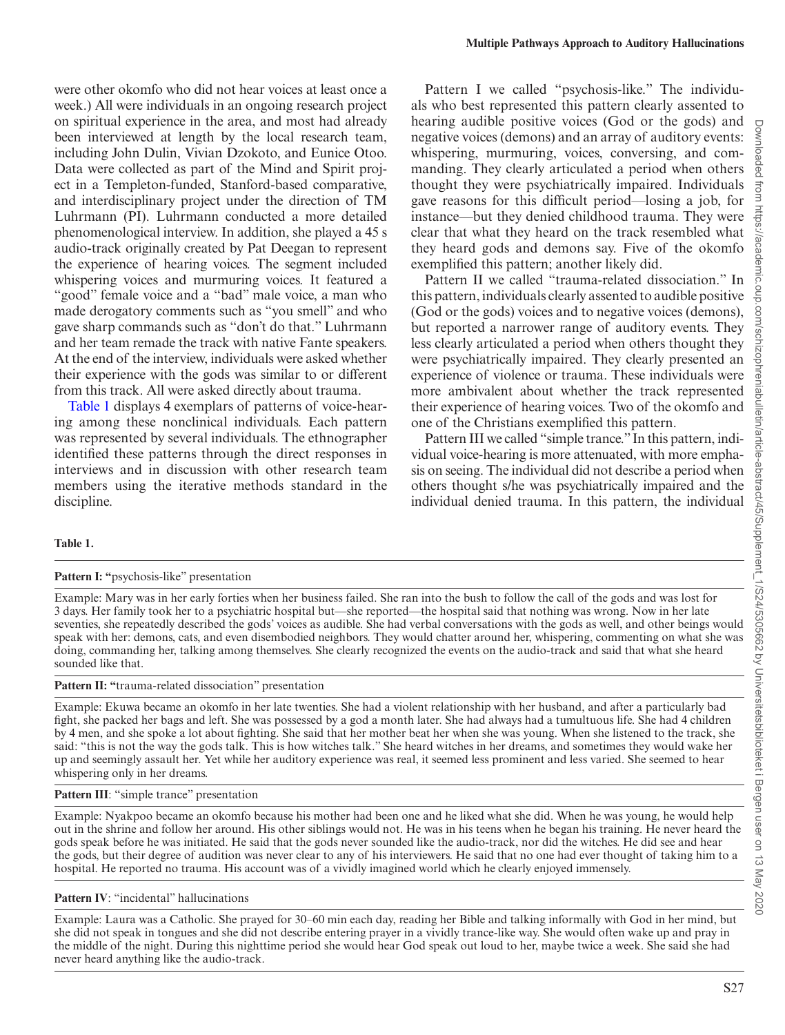were other okomfo who did not hear voices at least once a week.) All were individuals in an ongoing research project on spiritual experience in the area, and most had already been interviewed at length by the local research team, including John Dulin, Vivian Dzokoto, and Eunice Otoo. Data were collected as part of the Mind and Spirit project in a Templeton-funded, Stanford-based comparative, and interdisciplinary project under the direction of TM Luhrmann (PI). Luhrmann conducted a more detailed phenomenological interview. In addition, she played a 45 s audio-track originally created by Pat Deegan to represent the experience of hearing voices. The segment included whispering voices and murmuring voices. It featured a "good" female voice and a "bad" male voice, a man who made derogatory comments such as "you smell" and who gave sharp commands such as "don't do that." Luhrmann and her team remade the track with native Fante speakers. At the end of the interview, individuals were asked whether their experience with the gods was similar to or different from this track. All were asked directly about trauma.

Table 1 displays 4 exemplars of patterns of voice-hearing among these nonclinical individuals. Each pattern was represented by several individuals. The ethnographer identified these patterns through the direct responses in interviews and in discussion with other research team members using the iterative methods standard in the discipline.

Pattern I we called "psychosis-like." The individuals who best represented this pattern clearly assented to hearing audible positive voices (God or the gods) and negative voices (demons) and an array of auditory events: whispering, murmuring, voices, conversing, and commanding. They clearly articulated a period when others thought they were psychiatrically impaired. Individuals gave reasons for this difficult period—losing a job, for instance—but they denied childhood trauma. They were clear that what they heard on the track resembled what they heard gods and demons say. Five of the okomfo exemplified this pattern; another likely did.

Pattern II we called "trauma-related dissociation." In this pattern, individuals clearly assented to audible positive (God or the gods) voices and to negative voices (demons), but reported a narrower range of auditory events. They less clearly articulated a period when others thought they were psychiatrically impaired. They clearly presented an experience of violence or trauma. These individuals were more ambivalent about whether the track represented their experience of hearing voices. Two of the okomfo and one of the Christians exemplified this pattern.

Pattern III we called "simple trance." In this pattern, individual voice-hearing is more attenuated, with more emphasis on seeing. The individual did not describe a period when others thought s/he was psychiatrically impaired and the individual denied trauma. In this pattern, the individual

**Table 1.**

| |
|---|
| **Pattern I: "**psychosis-like" presentation |
| Example: Mary was in her early forties when her business failed. She ran into the bush to follow the call of the gods and was lost for 3 days. Her family took her to a psychiatric hospital but—she reported—the hospital said that nothing was wrong. Now in her late seventies, she repeatedly described the gods' voices as audible. She had verbal conversations with the gods as well, and other beings would speak with her: demons, cats, and even disembodied neighbors. They would chatter around her, whispering, commenting on what she was doing, commanding her, talking among themselves. She clearly recognized the events on the audio-track and said that what she heard sounded like that. |
| **Pattern II: "**trauma-related dissociation" presentation |
| Example: Ekuwa became an okomfo in her late twenties. She had a violent relationship with her husband, and after a particularly bad fight, she packed her bags and left. She was possessed by a god a month later. She had always had a tumultuous life. She had 4 children by 4 men, and she spoke a lot about fighting. She said that her mother beat her when she was young. When she listened to the track, she said: "this is not the way the gods talk. This is how witches talk." She heard witches in her dreams, and sometimes they would wake her up and seemingly assault her. Yet while her auditory experience was real, it seemed less prominent and less varied. She seemed to hear whispering only in her dreams. |
| **Pattern III**: "simple trance" presentation |
| Example: Nyakpoo became an okomfo because his mother had been one and he liked what she did. When he was young, he would help out in the shrine and follow her around. His other siblings would not. He was in his teens when he began his training. He never heard the gods speak before he was initiated. He said that the gods never sounded like the audio-track, nor did the witches. He did see and hear the gods, but their degree of audition was never clear to any of his interviewers. He said that no one had ever thought of taking him to a hospital. He reported no trauma. His account was of a vividly imagined world which he clearly enjoyed immensely. |
| **Pattern IV**: "incidental" hallucinations |
| Example: Laura was a Catholic. She prayed for 30–60 min each day, reading her Bible and talking informally with God in her mind, but she did not speak in tongues and she did not describe entering prayer in a vividly trance-like way. She would often wake up and pray in the middle of the night. During this nighttime period she would hear God speak out loud to her, maybe twice a week. She said she had never heard anything like the audio-track. |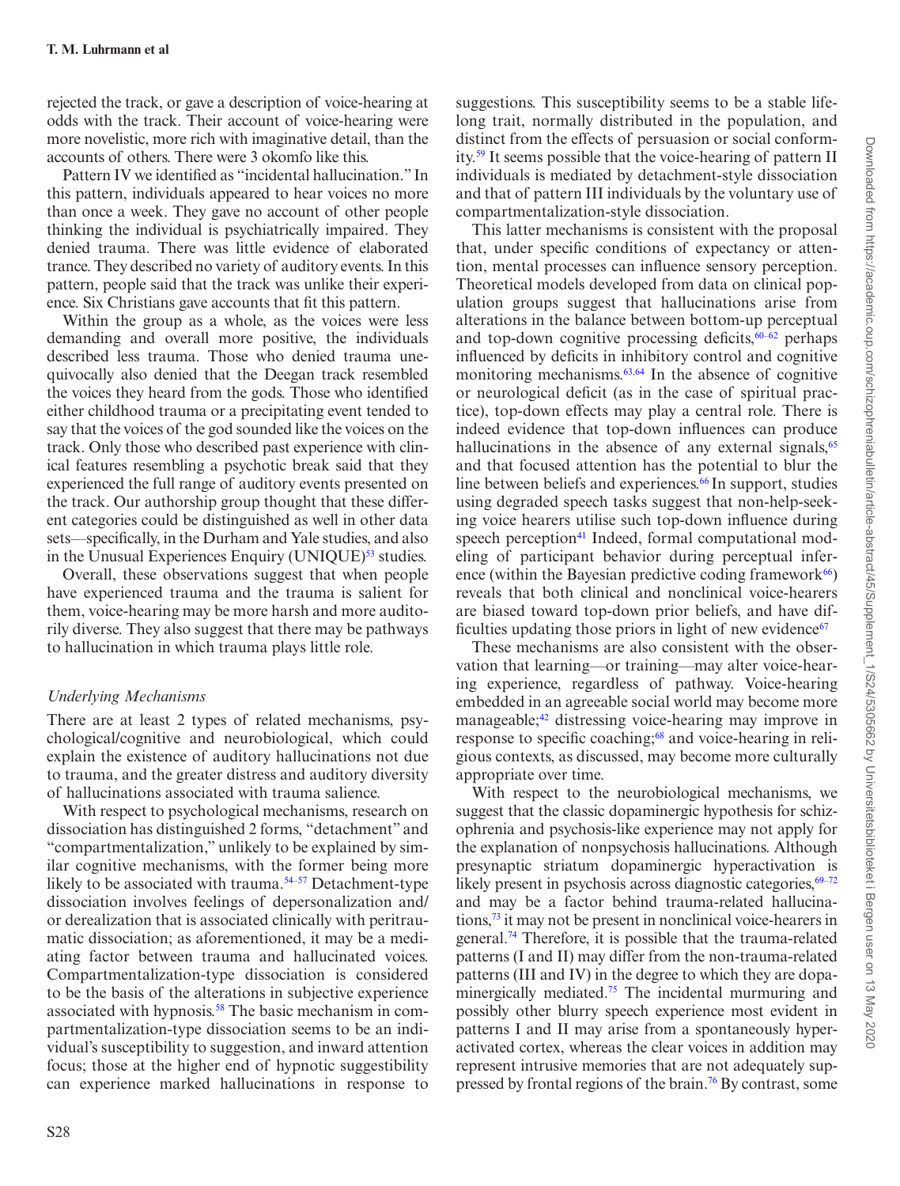rejected the track, or gave a description of voice-hearing at odds with the track. Their account of voice-hearing were more novelistic, more rich with imaginative detail, than the accounts of others. There were 3 okomfo like this.

Pattern IV we identified as "incidental hallucination." In this pattern, individuals appeared to hear voices no more than once a week. They gave no account of other people thinking the individual is psychiatrically impaired. They denied trauma. There was little evidence of elaborated trance. They described no variety of auditory events. In this pattern, people said that the track was unlike their experience. Six Christians gave accounts that fit this pattern.

Within the group as a whole, as the voices were less demanding and overall more positive, the individuals described less trauma. Those who denied trauma unequivocally also denied that the Deegan track resembled the voices they heard from the gods. Those who identified either childhood trauma or a precipitating event tended to say that the voices of the god sounded like the voices on the track. Only those who described past experience with clinical features resembling a psychotic break said that they experienced the full range of auditory events presented on the track. Our authorship group thought that these different categories could be distinguished as well in other data sets—specifically, in the Durham and Yale studies, and also in the Unusual Experiences Enquiry (UNIQUE)[53] studies.

Overall, these observations suggest that when people have experienced trauma and the trauma is salient for them, voice-hearing may be more harsh and more auditorily diverse. They also suggest that there may be pathways to hallucination in which trauma plays little role.

### *Underlying Mechanisms*

There are at least 2 types of related mechanisms, psychological/cognitive and neurobiological, which could explain the existence of auditory hallucinations not due to trauma, and the greater distress and auditory diversity of hallucinations associated with trauma salience.

With respect to psychological mechanisms, research on dissociation has distinguished 2 forms, "detachment" and "compartmentalization," unlikely to be explained by similar cognitive mechanisms, with the former being more likely to be associated with trauma.[54–57] Detachment-type dissociation involves feelings of depersonalization and/or derealization that is associated clinically with peritraumatic dissociation; as aforementioned, it may be a mediating factor between trauma and hallucinated voices. Compartmentalization-type dissociation is considered to be the basis of the alterations in subjective experience associated with hypnosis.[58] The basic mechanism in compartmentalization-type dissociation seems to be an individual's susceptibility to suggestion, and inward attention focus; those at the higher end of hypnotic suggestibility can experience marked hallucinations in response to suggestions. This susceptibility seems to be a stable lifelong trait, normally distributed in the population, and distinct from the effects of persuasion or social conformity.[59] It seems possible that the voice-hearing of pattern II individuals is mediated by detachment-style dissociation and that of pattern III individuals by the voluntary use of compartmentalization-style dissociation.

This latter mechanisms is consistent with the proposal that, under specific conditions of expectancy or attention, mental processes can influence sensory perception. Theoretical models developed from data on clinical population groups suggest that hallucinations arise from alterations in the balance between bottom-up perceptual and top-down cognitive processing deficits,[60–62] perhaps influenced by deficits in inhibitory control and cognitive monitoring mechanisms.[63,64] In the absence of cognitive or neurological deficit (as in the case of spiritual practice), top-down effects may play a central role. There is indeed evidence that top-down influences can produce hallucinations in the absence of any external signals,[65] and that focused attention has the potential to blur the line between beliefs and experiences.[66] In support, studies using degraded speech tasks suggest that non-help-seeking voice hearers utilise such top-down influence during speech perception[41] Indeed, formal computational modeling of participant behavior during perceptual inference (within the Bayesian predictive coding framework[66]) reveals that both clinical and nonclinical voice-hearers are biased toward top-down prior beliefs, and have difficulties updating those priors in light of new evidence[67]

These mechanisms are also consistent with the observation that learning—or training—may alter voice-hearing experience, regardless of pathway. Voice-hearing embedded in an agreeable social world may become more manageable;[42] distressing voice-hearing may improve in response to specific coaching;[68] and voice-hearing in religious contexts, as discussed, may become more culturally appropriate over time.

With respect to the neurobiological mechanisms, we suggest that the classic dopaminergic hypothesis for schizophrenia and psychosis-like experience may not apply for the explanation of nonpsychosis hallucinations. Although presynaptic striatum dopaminergic hyperactivation is likely present in psychosis across diagnostic categories,[69–72] and may be a factor behind trauma-related hallucinations,[73] it may not be present in nonclinical voice-hearers in general.[74] Therefore, it is possible that the trauma-related patterns (I and II) may differ from the non-trauma-related patterns (III and IV) in the degree to which they are dopaminergically mediated.[75] The incidental murmuring and possibly other blurry speech experience most evident in patterns I and II may arise from a spontaneously hyperactivated cortex, whereas the clear voices in addition may represent intrusive memories that are not adequately suppressed by frontal regions of the brain.[76] By contrast, some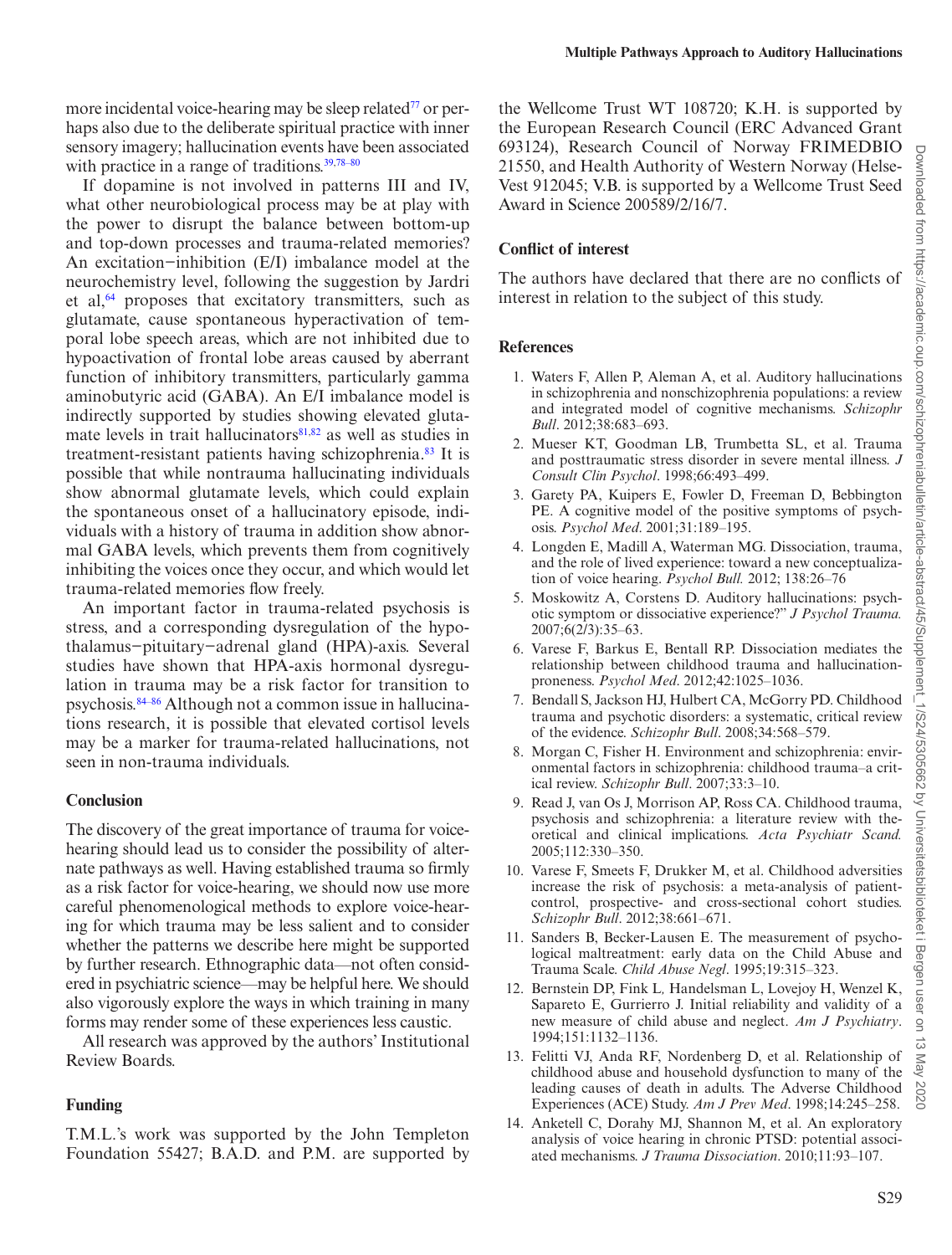more incidental voice-hearing may be sleep related[77] or perhaps also due to the deliberate spiritual practice with inner sensory imagery; hallucination events have been associated with practice in a range of traditions.[39,78–80]

If dopamine is not involved in patterns III and IV, what other neurobiological process may be at play with the power to disrupt the balance between bottom-up and top-down processes and trauma-related memories? An excitation−inhibition (E/I) imbalance model at the neurochemistry level, following the suggestion by Jardri et al,[64] proposes that excitatory transmitters, such as glutamate, cause spontaneous hyperactivation of temporal lobe speech areas, which are not inhibited due to hypoactivation of frontal lobe areas caused by aberrant function of inhibitory transmitters, particularly gamma aminobutyric acid (GABA). An E/I imbalance model is indirectly supported by studies showing elevated glutamate levels in trait hallucinators[81,82] as well as studies in treatment-resistant patients having schizophrenia.[83] It is possible that while nontrauma hallucinating individuals show abnormal glutamate levels, which could explain the spontaneous onset of a hallucinatory episode, individuals with a history of trauma in addition show abnormal GABA levels, which prevents them from cognitively inhibiting the voices once they occur, and which would let trauma-related memories flow freely.

An important factor in trauma-related psychosis is stress, and a corresponding dysregulation of the hypothalamus−pituitary−adrenal gland (HPA)-axis. Several studies have shown that HPA-axis hormonal dysregulation in trauma may be a risk factor for transition to psychosis.[84–86] Although not a common issue in hallucinations research, it is possible that elevated cortisol levels may be a marker for trauma-related hallucinations, not seen in non-trauma individuals.

## Conclusion

The discovery of the great importance of trauma for voice-hearing should lead us to consider the possibility of alternate pathways as well. Having established trauma so firmly as a risk factor for voice-hearing, we should now use more careful phenomenological methods to explore voice-hearing for which trauma may be less salient and to consider whether the patterns we describe here might be supported by further research. Ethnographic data—not often considered in psychiatric science—may be helpful here. We should also vigorously explore the ways in which training in many forms may render some of these experiences less caustic.

All research was approved by the authors' Institutional Review Boards.

## Funding

T.M.L.'s work was supported by the John Templeton Foundation 55427; B.A.D. and P.M. are supported by the Wellcome Trust WT 108720; K.H. is supported by the European Research Council (ERC Advanced Grant 693124), Research Council of Norway FRIMEDBIO 21550, and Health Authority of Western Norway (Helse-Vest 912045; V.B. is supported by a Wellcome Trust Seed Award in Science 200589/2/16/7.

## Conflict of interest

The authors have declared that there are no conflicts of interest in relation to the subject of this study.

## References

1. Waters F, Allen P, Aleman A, et al. Auditory hallucinations in schizophrenia and nonschizophrenia populations: a review and integrated model of cognitive mechanisms. *Schizophr Bull*. 2012;38:683–693.
2. Mueser KT, Goodman LB, Trumbetta SL, et al. Trauma and posttraumatic stress disorder in severe mental illness. *J Consult Clin Psychol*. 1998;66:493–499.
3. Garety PA, Kuipers E, Fowler D, Freeman D, Bebbington PE. A cognitive model of the positive symptoms of psychosis. *Psychol Med*. 2001;31:189–195.
4. Longden E, Madill A, Waterman MG. Dissociation, trauma, and the role of lived experience: toward a new conceptualization of voice hearing. *Psychol Bull.* 2012; 138:26–76
5. Moskowitz A, Corstens D. Auditory hallucinations: psychotic symptom or dissociative experience?" *J Psychol Trauma.* 2007;6(2/3):35–63.
6. Varese F, Barkus E, Bentall RP. Dissociation mediates the relationship between childhood trauma and hallucination-proneness. *Psychol Med*. 2012;42:1025–1036.
7. Bendall S, Jackson HJ, Hulbert CA, McGorry PD. Childhood trauma and psychotic disorders: a systematic, critical review of the evidence. *Schizophr Bull*. 2008;34:568–579.
8. Morgan C, Fisher H. Environment and schizophrenia: environmental factors in schizophrenia: childhood trauma–a critical review. *Schizophr Bull*. 2007;33:3–10.
9. Read J, van Os J, Morrison AP, Ross CA. Childhood trauma, psychosis and schizophrenia: a literature review with theoretical and clinical implications. *Acta Psychiatr Scand.* 2005;112:330–350.
10. Varese F, Smeets F, Drukker M, et al. Childhood adversities increase the risk of psychosis: a meta-analysis of patient-control, prospective- and cross-sectional cohort studies. *Schizophr Bull*. 2012;38:661–671.
11. Sanders B, Becker-Lausen E. The measurement of psychological maltreatment: early data on the Child Abuse and Trauma Scale. *Child Abuse Negl*. 1995;19:315–323.
12. Bernstein DP, Fink L, Handelsman L, Lovejoy H, Wenzel K, Sapareto E, Gurrierro J. Initial reliability and validity of a new measure of child abuse and neglect. *Am J Psychiatry*. 1994;151:1132–1136.
13. Felitti VJ, Anda RF, Nordenberg D, et al. Relationship of childhood abuse and household dysfunction to many of the leading causes of death in adults. The Adverse Childhood Experiences (ACE) Study. *Am J Prev Med*. 1998;14:245–258.
14. Anketell C, Dorahy MJ, Shannon M, et al. An exploratory analysis of voice hearing in chronic PTSD: potential associated mechanisms. *J Trauma Dissociation*. 2010;11:93–107.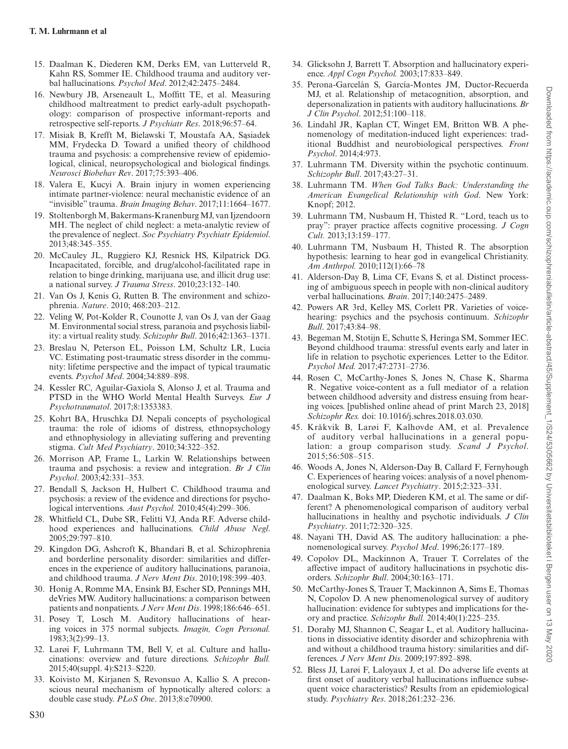15. Daalman K, Diederen KM, Derks EM, van Lutterveld R, Kahn RS, Sommer IE. Childhood trauma and auditory verbal hallucinations. *Psychol Med*. 2012;42:2475–2484.
16. Newbury JB, Arseneault L, Moffitt TE, et al. Measuring childhood maltreatment to predict early-adult psychopathology: comparison of prospective informant-reports and retrospective self-reports. *J Psychiatr Res*. 2018;96:57–64.
17. Misiak B, Krefft M, Bielawski T, Moustafa AA, Sąsiadek MM, Frydecka D. Toward a unified theory of childhood trauma and psychosis: a comprehensive review of epidemiological, clinical, neuropsychological and biological findings. *Neurosci Biobehav Rev*. 2017;75:393–406.
18. Valera E, Kucyi A. Brain injury in women experiencing intimate partner-violence: neural mechanistic evidence of an "invisible" trauma. *Brain Imaging Behav*. 2017;11:1664–1677.
19. Stoltenborgh M, Bakermans-Kranenburg MJ, van Ijzendoorn MH. The neglect of child neglect: a meta-analytic review of the prevalence of neglect. *Soc Psychiatry Psychiatr Epidemiol*. 2013;48:345–355.
20. McCauley JL, Ruggiero KJ, Resnick HS, Kilpatrick DG. Incapacitated, forcible, and drug/alcohol-facilitated rape in relation to binge drinking, marijuana use, and illicit drug use: a national survey. *J Trauma Stress*. 2010;23:132–140.
21. Van Os J, Kenis G, Rutten B. The environment and schizophrenia. *Nature*. 2010; 468:203–212.
22. Veling W, Pot-Kolder R, Counotte J, van Os J, van der Gaag M. Environmental social stress, paranoia and psychosis liability: a virtual reality study. *Schizophr Bull*. 2016;42:1363–1371.
23. Breslau N, Peterson EL, Poisson LM, Schultz LR, Lucia VC. Estimating post-traumatic stress disorder in the community: lifetime perspective and the impact of typical traumatic events. *Psychol Med*. 2004;34:889–898.
24. Kessler RC, Aguilar-Gaxiola S, Alonso J, et al. Trauma and PTSD in the WHO World Mental Health Surveys. *Eur J Psychotraumatol*. 2017;8:1353383.
25. Kohrt BA, Hruschka DJ. Nepali concepts of psychological trauma: the role of idioms of distress, ethnopsychology and ethnophysiology in alleviating suffering and preventing stigma. *Cult Med Psychiatry*. 2010;34:322–352.
26. Morrison AP, Frame L, Larkin W. Relationships between trauma and psychosis: a review and integration. *Br J Clin Psychol*. 2003;42:331–353.
27. Bendall S, Jackson H, Hulbert C. Childhood trauma and psychosis: a review of the evidence and directions for psychological interventions. *Aust Psychol.* 2010;45(4):299–306.
28. Whitfield CL, Dube SR, Felitti VJ, Anda RF. Adverse childhood experiences and hallucinations. *Child Abuse Negl*. 2005;29:797–810.
29. Kingdon DG, Ashcroft K, Bhandari B, et al. Schizophrenia and borderline personality disorder: similarities and differences in the experience of auditory hallucinations, paranoia, and childhood trauma. *J Nerv Ment Dis*. 2010;198:399–403.
30. Honig A, Romme MA, Ensink BJ, Escher SD, Pennings MH, deVries MW. Auditory hallucinations: a comparison between patients and nonpatients. *J Nerv Ment Dis*. 1998;186:646–651.
31. Posey T, Losch M. Auditory hallucinations of hearing voices in 375 normal subjects. *Imagin, Cogn Personal.* 1983;3(2):99–13.
32. Larøi F, Luhrmann TM, Bell V, et al. Culture and hallucinations: overview and future directions. *Schizophr Bull.* 2015;40(suppl. 4):S213–S220.
33. Koivisto M, Kirjanen S, Revonsuo A, Kallio S. A preconscious neural mechanism of hypnotically altered colors: a double case study. *PLoS One*. 2013;8:e70900.
34. Glicksohn J, Barrett T. Absorption and hallucinatory experience. *Appl Cogn Psychol.* 2003;17:833–849.
35. Perona-Garcelán S, García-Montes JM, Ductor-Recuerda MJ, et al. Relationship of metacognition, absorption, and depersonalization in patients with auditory hallucinations. *Br J Clin Psychol*. 2012;51:100–118.
36. Lindahl JR, Kaplan CT, Winget EM, Britton WB. A phenomenology of meditation-induced light experiences: traditional Buddhist and neurobiological perspectives. *Front Psychol*. 2014;4:973.
37. Luhrmann TM. Diversity within the psychotic continuum. *Schizophr Bull*. 2017;43:27–31.
38. Luhrmann TM. *When God Talks Back: Understanding the American Evangelical Relationship with God*. New York: Knopf; 2012.
39. Luhrmann TM, Nusbaum H, Thisted R. "Lord, teach us to pray": prayer practice affects cognitive processing. *J Cogn Cult.* 2013;13:159–177.
40. Luhrmann TM, Nusbaum H, Thisted R. The absorption hypothesis: learning to hear god in evangelical Christianity. *Am Anthrpol.* 2010;112(1):66–78
41. Alderson-Day B, Lima CF, Evans S, et al. Distinct processing of ambiguous speech in people with non-clinical auditory verbal hallucinations. *Brain*. 2017;140:2475–2489.
42. Powers AR 3rd, Kelley MS, Corlett PR. Varieties of voice-hearing: psychics and the psychosis continuum. *Schizophr Bull*. 2017;43:84–98.
43. Begeman M, Stotijn E, Schutte S, Heringa SM, Sommer IEC. Beyond childhood trauma: stressful events early and later in life in relation to psychotic experiences. Letter to the Editor. *Psychol Med.* 2017;47:2731–2736.
44. Rosen C, McCarthy-Jones S, Jones N, Chase K, Sharma R. Negative voice-content as a full mediator of a relation between childhood adversity and distress ensuing from hearing voices. [published online ahead of print March 23, 2018] *Schizophr Res.* doi: 10.1016/j.schres.2018.03.030.
45. Kråkvik B, Larøi F, Kalhovde AM, et al. Prevalence of auditory verbal hallucinations in a general population: a group comparison study. *Scand J Psychol*. 2015;56:508–515.
46. Woods A, Jones N, Alderson-Day B, Callard F, Fernyhough C. Experiences of hearing voices: analysis of a novel phenomenological survey. *Lancet Psychiatry*. 2015;2:323–331.
47. Daalman K, Boks MP, Diederen KM, et al. The same or different? A phenomenological comparison of auditory verbal hallucinations in healthy and psychotic individuals. *J Clin Psychiatry*. 2011;72:320–325.
48. Nayani TH, David AS. The auditory hallucination: a phenomenological survey. *Psychol Med*. 1996;26:177–189.
49. Copolov DL, Mackinnon A, Trauer T. Correlates of the affective impact of auditory hallucinations in psychotic disorders. *Schizophr Bull*. 2004;30:163–171.
50. McCarthy-Jones S, Trauer T, Mackinnon A, Sims E, Thomas N, Copolov D. A new phenomenological survey of auditory hallucination: evidence for subtypes and implications for theory and practice. *Schizophr Bull.* 2014;40(1):225–235.
51. Dorahy MJ, Shannon C, Seagar L, et al. Auditory hallucinations in dissociative identity disorder and schizophrenia with and without a childhood trauma history: similarities and differences. *J Nerv Ment Dis*. 2009;197:892–898.
52. Bless JJ, Larøi F, Laloyaux J, et al. Do adverse life events at first onset of auditory verbal hallucinations influence subsequent voice characteristics? Results from an epidemiological study. *Psychiatry Res*. 2018;261:232–236.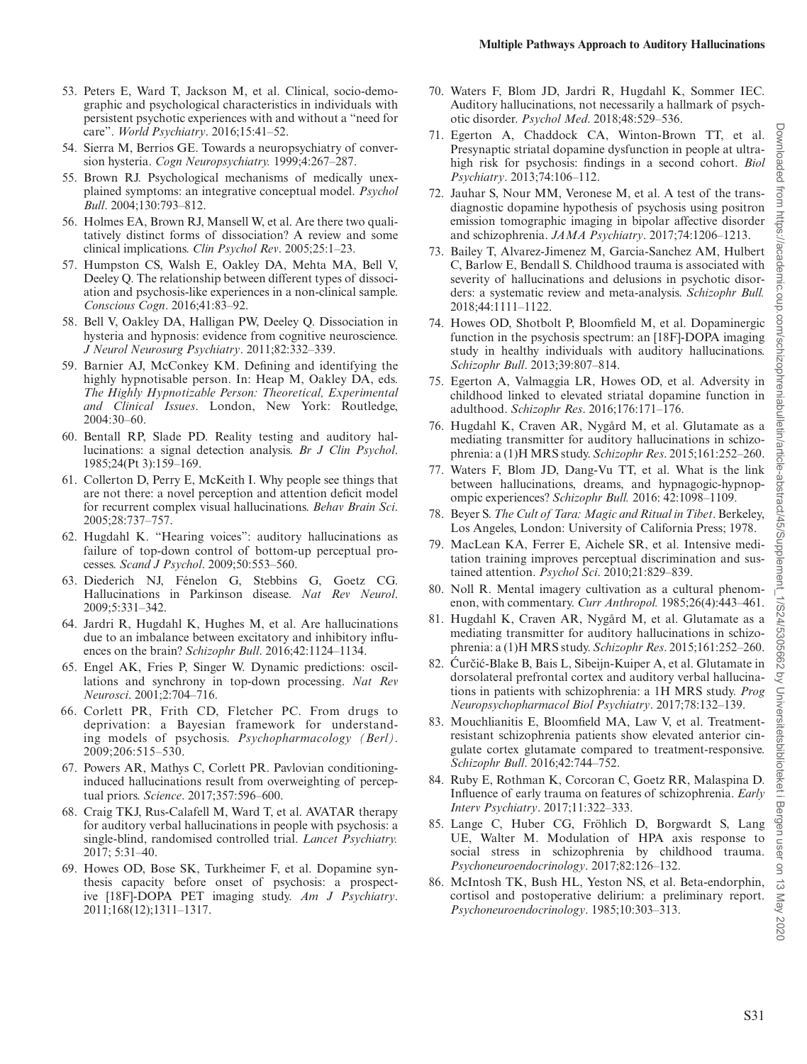53. Peters E, Ward T, Jackson M, et al. Clinical, socio-demographic and psychological characteristics in individuals with persistent psychotic experiences with and without a "need for care". *World Psychiatry*. 2016;15:41–52.
54. Sierra M, Berrios GE. Towards a neuropsychiatry of conversion hysteria. *Cogn Neuropsychiatry.* 1999;4:267–287.
55. Brown RJ. Psychological mechanisms of medically unexplained symptoms: an integrative conceptual model. *Psychol Bull*. 2004;130:793–812.
56. Holmes EA, Brown RJ, Mansell W, et al. Are there two qualitatively distinct forms of dissociation? A review and some clinical implications. *Clin Psychol Rev*. 2005;25:1–23.
57. Humpston CS, Walsh E, Oakley DA, Mehta MA, Bell V, Deeley Q. The relationship between different types of dissociation and psychosis-like experiences in a non-clinical sample. *Conscious Cogn*. 2016;41:83–92.
58. Bell V, Oakley DA, Halligan PW, Deeley Q. Dissociation in hysteria and hypnosis: evidence from cognitive neuroscience. *J Neurol Neurosurg Psychiatry*. 2011;82:332–339.
59. Barnier AJ, McConkey KM. Defining and identifying the highly hypnotisable person. In: Heap M, Oakley DA, eds. *The Highly Hypnotizable Person: Theoretical, Experimental and Clinical Issues*. London, New York: Routledge, 2004:30–60.
60. Bentall RP, Slade PD. Reality testing and auditory hallucinations: a signal detection analysis. *Br J Clin Psychol*. 1985;24(Pt 3):159–169.
61. Collerton D, Perry E, McKeith I. Why people see things that are not there: a novel perception and attention deficit model for recurrent complex visual hallucinations. *Behav Brain Sci*. 2005;28:737–757.
62. Hugdahl K. "Hearing voices": auditory hallucinations as failure of top-down control of bottom-up perceptual processes. *Scand J Psychol*. 2009;50:553–560.
63. Diederich NJ, Fénelon G, Stebbins G, Goetz CG. Hallucinations in Parkinson disease. *Nat Rev Neurol*. 2009;5:331–342.
64. Jardri R, Hugdahl K, Hughes M, et al. Are hallucinations due to an imbalance between excitatory and inhibitory influences on the brain? *Schizophr Bull*. 2016;42:1124–1134.
65. Engel AK, Fries P, Singer W. Dynamic predictions: oscillations and synchrony in top-down processing. *Nat Rev Neurosci*. 2001;2:704–716.
66. Corlett PR, Frith CD, Fletcher PC. From drugs to deprivation: a Bayesian framework for understanding models of psychosis. *Psychopharmacology (Berl)*. 2009;206:515–530.
67. Powers AR, Mathys C, Corlett PR. Pavlovian conditioning-induced hallucinations result from overweighting of perceptual priors. *Science*. 2017;357:596–600.
68. Craig TKJ, Rus-Calafell M, Ward T, et al. AVATAR therapy for auditory verbal hallucinations in people with psychosis: a single-blind, randomised controlled trial. *Lancet Psychiatry.* 2017; 5:31–40.
69. Howes OD, Bose SK, Turkheimer F, et al. Dopamine synthesis capacity before onset of psychosis: a prospective [18F]-DOPA PET imaging study. *Am J Psychiatry*. 2011;168(12);1311–1317.
70. Waters F, Blom JD, Jardri R, Hugdahl K, Sommer IEC. Auditory hallucinations, not necessarily a hallmark of psychotic disorder. *Psychol Med*. 2018;48:529–536.
71. Egerton A, Chaddock CA, Winton-Brown TT, et al. Presynaptic striatal dopamine dysfunction in people at ultra-high risk for psychosis: findings in a second cohort. *Biol Psychiatry*. 2013;74:106–112.
72. Jauhar S, Nour MM, Veronese M, et al. A test of the transdiagnostic dopamine hypothesis of psychosis using positron emission tomographic imaging in bipolar affective disorder and schizophrenia. *JAMA Psychiatry*. 2017;74:1206–1213.
73. Bailey T, Alvarez-Jimenez M, Garcia-Sanchez AM, Hulbert C, Barlow E, Bendall S. Childhood trauma is associated with severity of hallucinations and delusions in psychotic disorders: a systematic review and meta-analysis. *Schizophr Bull.* 2018;44:1111–1122.
74. Howes OD, Shotbolt P, Bloomfield M, et al. Dopaminergic function in the psychosis spectrum: an [18F]-DOPA imaging study in healthy individuals with auditory hallucinations. *Schizophr Bull*. 2013;39:807–814.
75. Egerton A, Valmaggia LR, Howes OD, et al. Adversity in childhood linked to elevated striatal dopamine function in adulthood. *Schizophr Res*. 2016;176:171–176.
76. Hugdahl K, Craven AR, Nygård M, et al. Glutamate as a mediating transmitter for auditory hallucinations in schizophrenia: a (1)H MRS study. *Schizophr Res*. 2015;161:252–260.
77. Waters F, Blom JD, Dang-Vu TT, et al. What is the link between hallucinations, dreams, and hypnagogic-hypnopompic experiences? *Schizophr Bull.* 2016: 42:1098–1109.
78. Beyer S. *The Cult of Tara: Magic and Ritual in Tibet*. Berkeley, Los Angeles, London: University of California Press; 1978.
79. MacLean KA, Ferrer E, Aichele SR, et al. Intensive meditation training improves perceptual discrimination and sustained attention. *Psychol Sci*. 2010;21:829–839.
80. Noll R. Mental imagery cultivation as a cultural phenomenon, with commentary. *Curr Anthropol.* 1985;26(4):443–461.
81. Hugdahl K, Craven AR, Nygård M, et al. Glutamate as a mediating transmitter for auditory hallucinations in schizophrenia: a (1)H MRS study. *Schizophr Res*. 2015;161:252–260.
82. Ćurčić-Blake B, Bais L, Sibeijn-Kuiper A, et al. Glutamate in dorsolateral prefrontal cortex and auditory verbal hallucinations in patients with schizophrenia: a 1H MRS study. *Prog Neuropsychopharmacol Biol Psychiatry*. 2017;78:132–139.
83. Mouchlianitis E, Bloomfield MA, Law V, et al. Treatment-resistant schizophrenia patients show elevated anterior cingulate cortex glutamate compared to treatment-responsive. *Schizophr Bull*. 2016;42:744–752.
84. Ruby E, Rothman K, Corcoran C, Goetz RR, Malaspina D. Influence of early trauma on features of schizophrenia. *Early Interv Psychiatry*. 2017;11:322–333.
85. Lange C, Huber CG, Fröhlich D, Borgwardt S, Lang UE, Walter M. Modulation of HPA axis response to social stress in schizophrenia by childhood trauma. *Psychoneuroendocrinology*. 2017;82:126–132.
86. McIntosh TK, Bush HL, Yeston NS, et al. Beta-endorphin, cortisol and postoperative delirium: a preliminary report. *Psychoneuroendocrinology*. 1985;10:303–313.